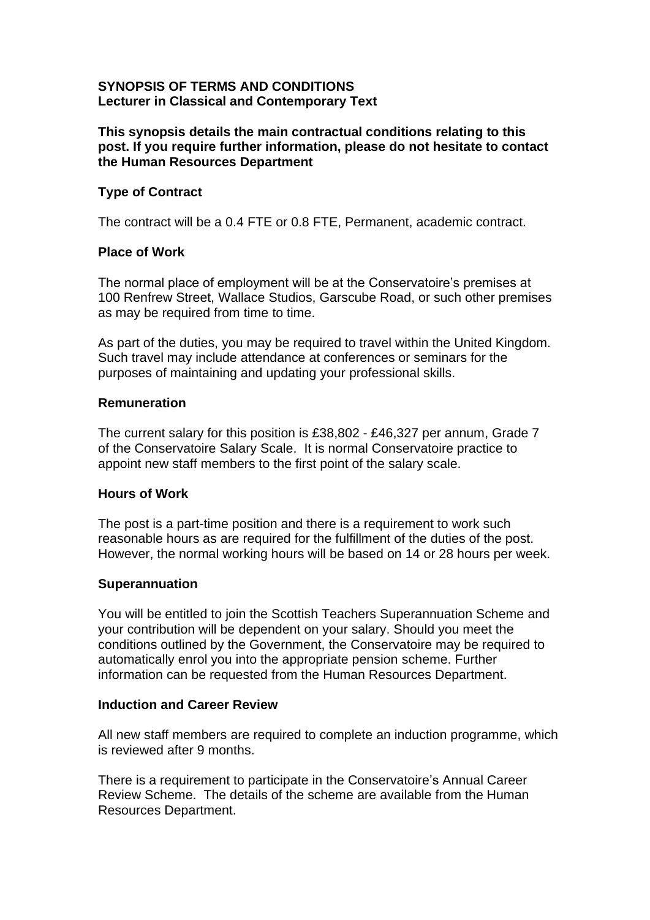**SYNOPSIS OF TERMS AND CONDITIONS**
**Lecturer in Classical and Contemporary Text**

**This synopsis details the main contractual conditions relating to this post. If you require further information, please do not hesitate to contact the Human Resources Department**

### Type of Contract

The contract will be a 0.4 FTE or 0.8 FTE, Permanent, academic contract.

### Place of Work

The normal place of employment will be at the Conservatoire's premises at 100 Renfrew Street, Wallace Studios, Garscube Road, or such other premises as may be required from time to time.

As part of the duties, you may be required to travel within the United Kingdom. Such travel may include attendance at conferences or seminars for the purposes of maintaining and updating your professional skills.

### Remuneration

The current salary for this position is £38,802 - £46,327 per annum, Grade 7 of the Conservatoire Salary Scale. It is normal Conservatoire practice to appoint new staff members to the first point of the salary scale.

### Hours of Work

The post is a part-time position and there is a requirement to work such reasonable hours as are required for the fulfillment of the duties of the post. However, the normal working hours will be based on 14 or 28 hours per week.

### Superannuation

You will be entitled to join the Scottish Teachers Superannuation Scheme and your contribution will be dependent on your salary. Should you meet the conditions outlined by the Government, the Conservatoire may be required to automatically enrol you into the appropriate pension scheme. Further information can be requested from the Human Resources Department.

### Induction and Career Review

All new staff members are required to complete an induction programme, which is reviewed after 9 months.

There is a requirement to participate in the Conservatoire's Annual Career Review Scheme. The details of the scheme are available from the Human Resources Department.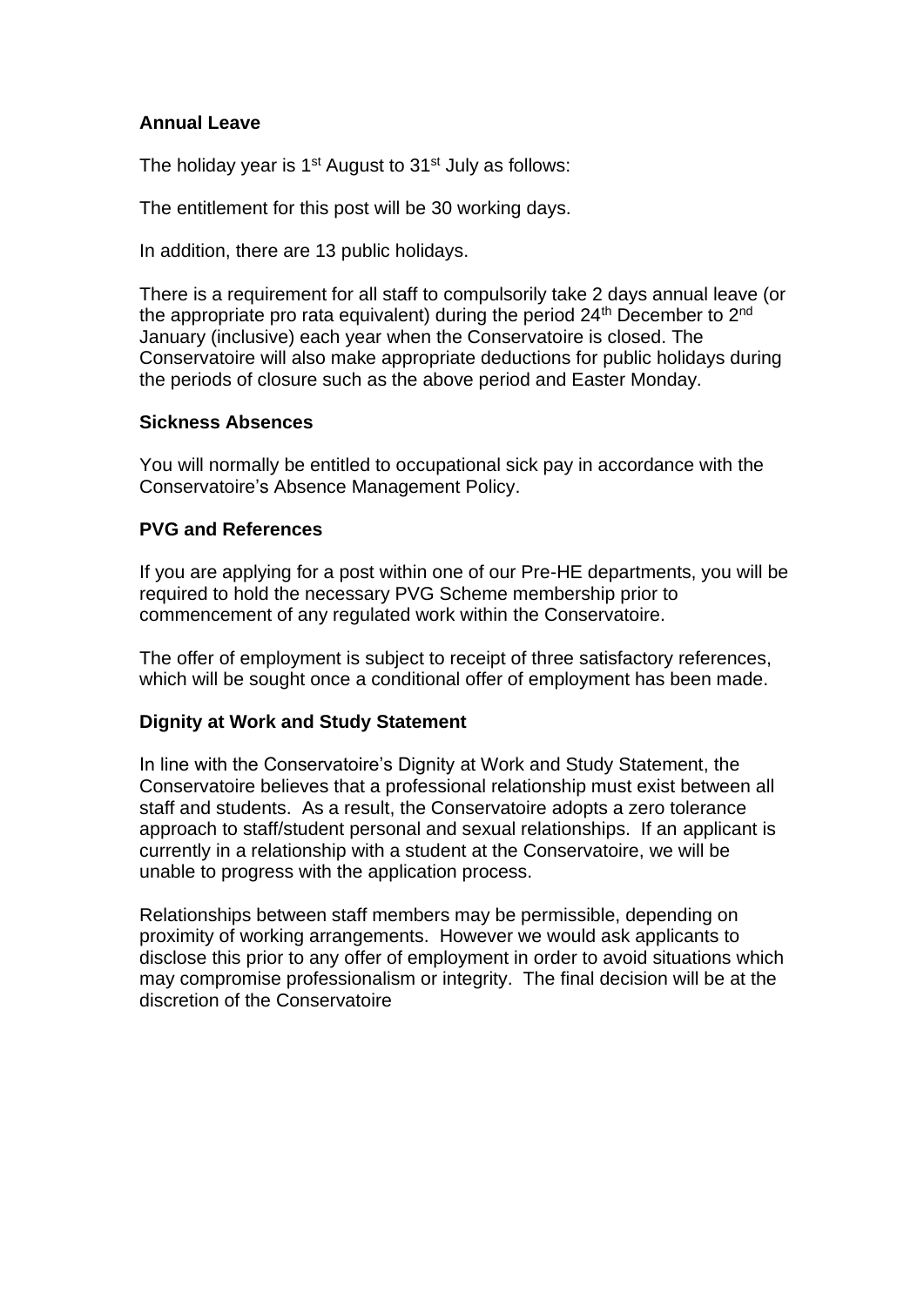**Annual Leave**

The holiday year is 1st August to 31st July as follows:

The entitlement for this post will be 30 working days.

In addition, there are 13 public holidays.

There is a requirement for all staff to compulsorily take 2 days annual leave (or the appropriate pro rata equivalent) during the period 24th December to 2nd January (inclusive) each year when the Conservatoire is closed. The Conservatoire will also make appropriate deductions for public holidays during the periods of closure such as the above period and Easter Monday.

**Sickness Absences**

You will normally be entitled to occupational sick pay in accordance with the Conservatoire's Absence Management Policy.

**PVG and References**

If you are applying for a post within one of our Pre-HE departments, you will be required to hold the necessary PVG Scheme membership prior to commencement of any regulated work within the Conservatoire.

The offer of employment is subject to receipt of three satisfactory references, which will be sought once a conditional offer of employment has been made.

**Dignity at Work and Study Statement**

In line with the Conservatoire's Dignity at Work and Study Statement, the Conservatoire believes that a professional relationship must exist between all staff and students. As a result, the Conservatoire adopts a zero tolerance approach to staff/student personal and sexual relationships. If an applicant is currently in a relationship with a student at the Conservatoire, we will be unable to progress with the application process.

Relationships between staff members may be permissible, depending on proximity of working arrangements. However we would ask applicants to disclose this prior to any offer of employment in order to avoid situations which may compromise professionalism or integrity. The final decision will be at the discretion of the Conservatoire